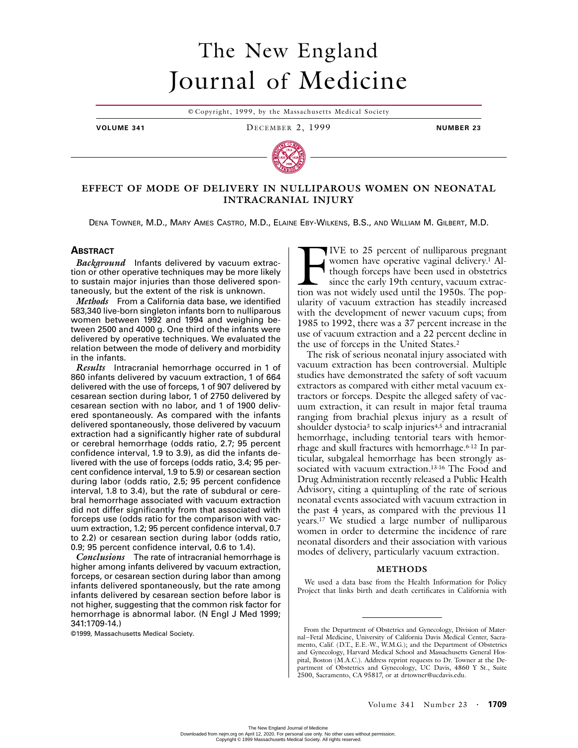# The New England Journal of Medicine

© Copyright, 1999, by the Massachusetts Medical Society

**VOLUME 341** DECEMBER 2, 1999 **NUMBER 23**

## EFFECT OF MODE OF DELIVERY IN NULLIPAROUS WOMEN ON NEONATAL INTRACRANIAL INJURY

DENA TOWNER, M.D., MARY AMES CASTRO, M.D., ELAINE EBY-WILKENS, B.S., AND WILLIAM M. GILBERT, M.D.

### ABSTRACT

***Background*** Infants delivered by vacuum extraction or other operative techniques may be more likely to sustain major injuries than those delivered spontaneously, but the extent of the risk is unknown.

***Methods*** From a California data base, we identified 583,340 live-born singleton infants born to nulliparous women between 1992 and 1994 and weighing between 2500 and 4000 g. One third of the infants were delivered by operative techniques. We evaluated the relation between the mode of delivery and morbidity in the infants.

***Results*** Intracranial hemorrhage occurred in 1 of 860 infants delivered by vacuum extraction, 1 of 664 delivered with the use of forceps, 1 of 907 delivered by cesarean section during labor, 1 of 2750 delivered by cesarean section with no labor, and 1 of 1900 delivered spontaneously. As compared with the infants delivered spontaneously, those delivered by vacuum extraction had a significantly higher rate of subdural or cerebral hemorrhage (odds ratio, 2.7; 95 percent confidence interval, 1.9 to 3.9), as did the infants delivered with the use of forceps (odds ratio, 3.4; 95 percent confidence interval, 1.9 to 5.9) or cesarean section during labor (odds ratio, 2.5; 95 percent confidence interval, 1.8 to 3.4), but the rate of subdural or cerebral hemorrhage associated with vacuum extraction did not differ significantly from that associated with forceps use (odds ratio for the comparison with vacuum extraction, 1.2; 95 percent confidence interval, 0.7 to 2.2) or cesarean section during labor (odds ratio, 0.9; 95 percent confidence interval, 0.6 to 1.4).

***Conclusions*** The rate of intracranial hemorrhage is higher among infants delivered by vacuum extraction, forceps, or cesarean section during labor than among infants delivered spontaneously, but the rate among infants delivered by cesarean section before labor is not higher, suggesting that the common risk factor for hemorrhage is abnormal labor. (N Engl J Med 1999; 341:1709-14.)

©1999, Massachusetts Medical Society.

FIVE to 25 percent of nulliparous pregnant women have operative vaginal delivery.[1] Although forceps have been used in obstetrics since the early 19th century, vacuum extraction was not widely used until the 1950s. The popularity of vacuum extraction has steadily increased with the development of newer vacuum cups; from 1985 to 1992, there was a 37 percent increase in the use of vacuum extraction and a 22 percent decline in the use of forceps in the United States.[2]

The risk of serious neonatal injury associated with vacuum extraction has been controversial. Multiple studies have demonstrated the safety of soft vacuum extractors as compared with either metal vacuum extractors or forceps. Despite the alleged safety of vacuum extraction, it can result in major fetal trauma ranging from brachial plexus injury as a result of shoulder dystocia[3] to scalp injuries[4,5] and intracranial hemorrhage, including tentorial tears with hemorrhage and skull fractures with hemorrhage.[6-12] In particular, subgaleal hemorrhage has been strongly associated with vacuum extraction.[13-16] The Food and Drug Administration recently released a Public Health Advisory, citing a quintupling of the rate of serious neonatal events associated with vacuum extraction in the past 4 years, as compared with the previous 11 years.[17] We studied a large number of nulliparous women in order to determine the incidence of rare neonatal disorders and their association with various modes of delivery, particularly vacuum extraction.

### METHODS

We used a data base from the Health Information for Policy Project that links birth and death certificates in California with

From the Department of Obstetrics and Gynecology, Division of Maternal–Fetal Medicine, University of California Davis Medical Center, Sacramento, Calif. (D.T., E.E.-W., W.M.G.); and the Department of Obstetrics and Gynecology, Harvard Medical School and Massachusetts General Hospital, Boston (M.A.C.). Address reprint requests to Dr. Towner at the Department of Obstetrics and Gynecology, UC Davis, 4860 Y St., Suite 2500, Sacramento, CA 95817, or at drtowner@ucdavis.edu.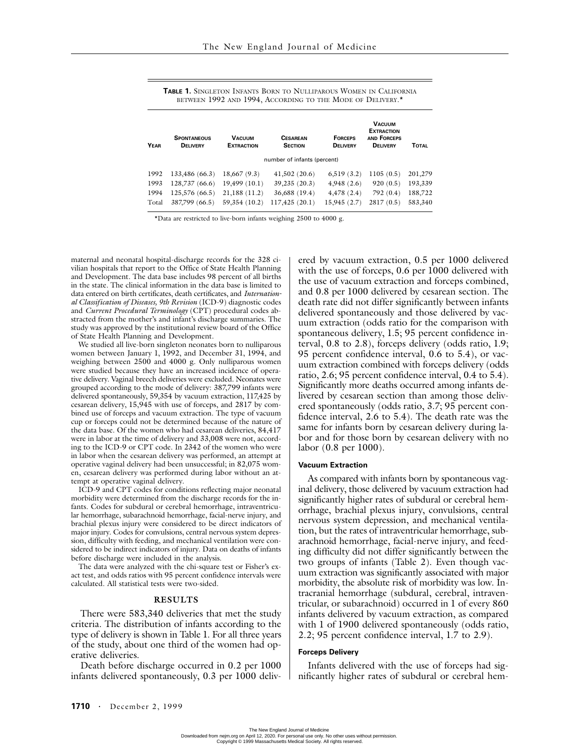**TABLE 1.** Singleton Infants Born to Nulliparous Women in California between 1992 and 1994, According to the Mode of Delivery.*

| Year | Spontaneous Delivery | Vacuum Extraction | Cesarean Section | Forceps Delivery | Vacuum Extraction and Forceps Delivery | Total |
|---|---|---|---|---|---|---|
| | number of infants (percent) | | | | | |
| 1992 | 133,486 (66.3) | 18,667 (9.3) | 41,502 (20.6) | 6,519 (3.2) | 1105 (0.5) | 201,279 |
| 1993 | 128,737 (66.6) | 19,499 (10.1) | 39,235 (20.3) | 4,948 (2.6) | 920 (0.5) | 193,339 |
| 1994 | 125,576 (66.5) | 21,188 (11.2) | 36,688 (19.4) | 4,478 (2.4) | 792 (0.4) | 188,722 |
| Total | 387,799 (66.5) | 59,354 (10.2) | 117,425 (20.1) | 15,945 (2.7) | 2817 (0.5) | 583,340 |

*Data are restricted to live-born infants weighing 2500 to 4000 g.

maternal and neonatal hospital-discharge records for the 328 civilian hospitals that report to the Office of State Health Planning and Development. The data base includes 98 percent of all births in the state. The clinical information in the data base is limited to data entered on birth certificates, death certificates, and *International Classification of Diseases, 9th Revision* (ICD-9) diagnostic codes and *Current Procedural Terminology* (CPT) procedural codes abstracted from the mother's and infant's discharge summaries. The study was approved by the institutional review board of the Office of State Health Planning and Development.

We studied all live-born singleton neonates born to nulliparous women between January 1, 1992, and December 31, 1994, and weighing between 2500 and 4000 g. Only nulliparous women were studied because they have an increased incidence of operative delivery. Vaginal breech deliveries were excluded. Neonates were grouped according to the mode of delivery: 387,799 infants were delivered spontaneously, 59,354 by vacuum extraction, 117,425 by cesarean delivery, 15,945 with use of forceps, and 2817 by combined use of forceps and vacuum extraction. The type of vacuum cup or forceps could not be determined because of the nature of the data base. Of the women who had cesarean deliveries, 84,417 were in labor at the time of delivery and 33,008 were not, according to the ICD-9 or CPT code. In 2342 of the women who were in labor when the cesarean delivery was performed, an attempt at operative vaginal delivery had been unsuccessful; in 82,075 women, cesarean delivery was performed during labor without an attempt at operative vaginal delivery.

ICD-9 and CPT codes for conditions reflecting major neonatal morbidity were determined from the discharge records for the infants. Codes for subdural or cerebral hemorrhage, intraventricular hemorrhage, subarachnoid hemorrhage, facial-nerve injury, and brachial plexus injury were considered to be direct indicators of major injury. Codes for convulsions, central nervous system depression, difficulty with feeding, and mechanical ventilation were considered to be indirect indicators of injury. Data on deaths of infants before discharge were included in the analysis.

The data were analyzed with the chi-square test or Fisher's exact test, and odds ratios with 95 percent confidence intervals were calculated. All statistical tests were two-sided.

## RESULTS

There were 583,340 deliveries that met the study criteria. The distribution of infants according to the type of delivery is shown in Table 1. For all three years of the study, about one third of the women had operative deliveries.

Death before discharge occurred in 0.2 per 1000 infants delivered spontaneously, 0.3 per 1000 delivered by vacuum extraction, 0.5 per 1000 delivered with the use of forceps, 0.6 per 1000 delivered with the use of vacuum extraction and forceps combined, and 0.8 per 1000 delivered by cesarean section. The death rate did not differ significantly between infants delivered spontaneously and those delivered by vacuum extraction (odds ratio for the comparison with spontaneous delivery, 1.5; 95 percent confidence interval, 0.8 to 2.8), forceps delivery (odds ratio, 1.9; 95 percent confidence interval, 0.6 to 5.4), or vacuum extraction combined with forceps delivery (odds ratio, 2.6; 95 percent confidence interval, 0.4 to 5.4). Significantly more deaths occurred among infants delivered by cesarean section than among those delivered spontaneously (odds ratio, 3.7; 95 percent confidence interval, 2.6 to 5.4). The death rate was the same for infants born by cesarean delivery during labor and for those born by cesarean delivery with no labor (0.8 per 1000).

### Vacuum Extraction

As compared with infants born by spontaneous vaginal delivery, those delivered by vacuum extraction had significantly higher rates of subdural or cerebral hemorrhage, brachial plexus injury, convulsions, central nervous system depression, and mechanical ventilation, but the rates of intraventricular hemorrhage, subarachnoid hemorrhage, facial-nerve injury, and feeding difficulty did not differ significantly between the two groups of infants (Table 2). Even though vacuum extraction was significantly associated with major morbidity, the absolute risk of morbidity was low. Intracranial hemorrhage (subdural, cerebral, intraventricular, or subarachnoid) occurred in 1 of every 860 infants delivered by vacuum extraction, as compared with 1 of 1900 delivered spontaneously (odds ratio, 2.2; 95 percent confidence interval, 1.7 to 2.9).

### Forceps Delivery

Infants delivered with the use of forceps had significantly higher rates of subdural or cerebral hem-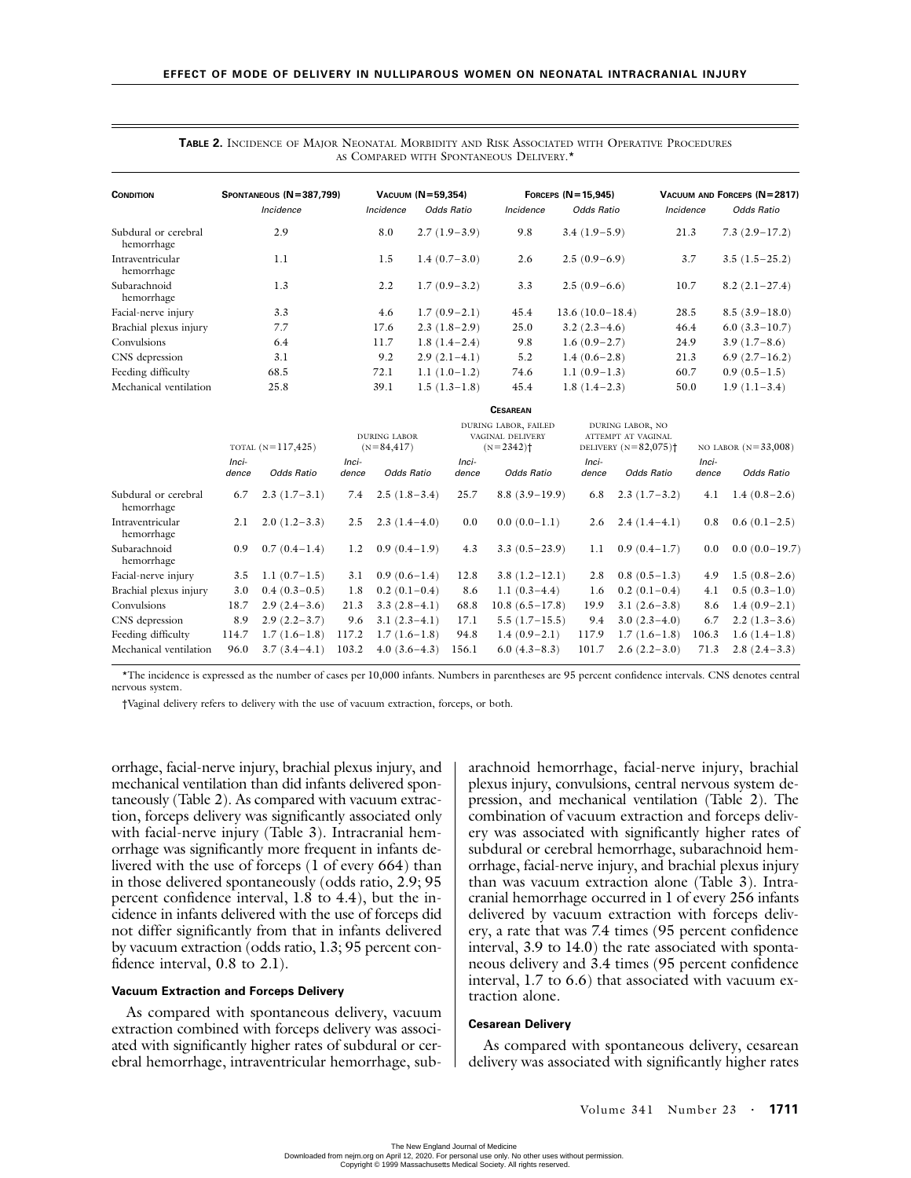**TABLE 2.** Incidence of Major Neonatal Morbidity and Risk Associated with Operative Procedures as Compared with Spontaneous Delivery.*

| Condition | Spontaneous (N=387,799) | Vacuum (N=59,354) | | Forceps (N=15,945) | | Vacuum and Forceps (N=2817) | |
|---|---|---|---|---|---|---|---|
| | *Incidence* | *Incidence* | *Odds Ratio* | *Incidence* | *Odds Ratio* | *Incidence* | *Odds Ratio* |
| Subdural or cerebral hemorrhage | 2.9 | 8.0 | 2.7 (1.9–3.9) | 9.8 | 3.4 (1.9–5.9) | 21.3 | 7.3 (2.9–17.2) |
| Intraventricular hemorrhage | 1.1 | 1.5 | 1.4 (0.7–3.0) | 2.6 | 2.5 (0.9–6.9) | 3.7 | 3.5 (1.5–25.2) |
| Subarachnoid hemorrhage | 1.3 | 2.2 | 1.7 (0.9–3.2) | 3.3 | 2.5 (0.9–6.6) | 10.7 | 8.2 (2.1–27.4) |
| Facial-nerve injury | 3.3 | 4.6 | 1.7 (0.9–2.1) | 45.4 | 13.6 (10.0–18.4) | 28.5 | 8.5 (3.9–18.0) |
| Brachial plexus injury | 7.7 | 17.6 | 2.3 (1.8–2.9) | 25.0 | 3.2 (2.3–4.6) | 46.4 | 6.0 (3.3–10.7) |
| Convulsions | 6.4 | 11.7 | 1.8 (1.4–2.4) | 9.8 | 1.6 (0.9–2.7) | 24.9 | 3.9 (1.7–8.6) |
| CNS depression | 3.1 | 9.2 | 2.9 (2.1–4.1) | 5.2 | 1.4 (0.6–2.8) | 21.3 | 6.9 (2.7–16.2) |
| Feeding difficulty | 68.5 | 72.1 | 1.1 (1.0–1.2) | 74.6 | 1.1 (0.9–1.3) | 60.7 | 0.9 (0.5–1.5) |
| Mechanical ventilation | 25.8 | 39.1 | 1.5 (1.3–1.8) | 45.4 | 1.8 (1.4–2.3) | 50.0 | 1.9 (1.1–3.4) |

| | Cesarean | | | | | | | | | |
|---|---|---|---|---|---|---|---|---|---|---|
| | Total (N=117,425) | | During labor (N=84,417) | | During labor, failed vaginal delivery (N=2342)† | | During labor, no attempt at vaginal delivery (N=82,075)† | | No labor (N=33,008) | |
| | *Incidence* | *Odds Ratio* | *Incidence* | *Odds Ratio* | *Incidence* | *Odds Ratio* | *Incidence* | *Odds Ratio* | *Incidence* | *Odds Ratio* |
| Subdural or cerebral hemorrhage | 6.7 | 2.3 (1.7–3.1) | 7.4 | 2.5 (1.8–3.4) | 25.7 | 8.8 (3.9–19.9) | 6.8 | 2.3 (1.7–3.2) | 4.1 | 1.4 (0.8–2.6) |
| Intraventricular hemorrhage | 2.1 | 2.0 (1.2–3.3) | 2.5 | 2.3 (1.4–4.0) | 0.0 | 0.0 (0.0–1.1) | 2.6 | 2.4 (1.4–4.1) | 0.8 | 0.6 (0.1–2.5) |
| Subarachnoid hemorrhage | 0.9 | 0.7 (0.4–1.4) | 1.2 | 0.9 (0.4–1.9) | 4.3 | 3.3 (0.5–23.9) | 1.1 | 0.9 (0.4–1.7) | 0.0 | 0.0 (0.0–19.7) |
| Facial-nerve injury | 3.5 | 1.1 (0.7–1.5) | 3.1 | 0.9 (0.6–1.4) | 12.8 | 3.8 (1.2–12.1) | 2.8 | 0.8 (0.5–1.3) | 4.9 | 1.5 (0.8–2.6) |
| Brachial plexus injury | 3.0 | 0.4 (0.3–0.5) | 1.8 | 0.2 (0.1–0.4) | 8.6 | 1.1 (0.3–4.4) | 1.6 | 0.2 (0.1–0.4) | 4.1 | 0.5 (0.3–1.0) |
| Convulsions | 18.7 | 2.9 (2.4–3.6) | 21.3 | 3.3 (2.8–4.1) | 68.8 | 10.8 (6.5–17.8) | 19.9 | 3.1 (2.6–3.8) | 8.6 | 1.4 (0.9–2.1) |
| CNS depression | 8.9 | 2.9 (2.2–3.7) | 9.6 | 3.1 (2.3–4.1) | 17.1 | 5.5 (1.7–15.5) | 9.4 | 3.0 (2.3–4.0) | 6.7 | 2.2 (1.3–3.6) |
| Feeding difficulty | 114.7 | 1.7 (1.6–1.8) | 117.2 | 1.7 (1.6–1.8) | 94.8 | 1.4 (0.9–2.1) | 117.9 | 1.7 (1.6–1.8) | 106.3 | 1.6 (1.4–1.8) |
| Mechanical ventilation | 96.0 | 3.7 (3.4–4.1) | 103.2 | 4.0 (3.6–4.3) | 156.1 | 6.0 (4.3–8.3) | 101.7 | 2.6 (2.2–3.0) | 71.3 | 2.8 (2.4–3.3) |

*The incidence is expressed as the number of cases per 10,000 infants. Numbers in parentheses are 95 percent confidence intervals. CNS denotes central nervous system.

†Vaginal delivery refers to delivery with the use of vacuum extraction, forceps, or both.

orrhage, facial-nerve injury, brachial plexus injury, and mechanical ventilation than did infants delivered spontaneously (Table 2). As compared with vacuum extraction, forceps delivery was significantly associated only with facial-nerve injury (Table 3). Intracranial hemorrhage was significantly more frequent in infants delivered with the use of forceps (1 of every 664) than in those delivered spontaneously (odds ratio, 2.9; 95 percent confidence interval, 1.8 to 4.4), but the incidence in infants delivered with the use of forceps did not differ significantly from that in infants delivered by vacuum extraction (odds ratio, 1.3; 95 percent confidence interval, 0.8 to 2.1).

#### Vacuum Extraction and Forceps Delivery

As compared with spontaneous delivery, vacuum extraction combined with forceps delivery was associated with significantly higher rates of subdural or cerebral hemorrhage, intraventricular hemorrhage, subarachnoid hemorrhage, facial-nerve injury, brachial plexus injury, convulsions, central nervous system depression, and mechanical ventilation (Table 2). The combination of vacuum extraction and forceps delivery was associated with significantly higher rates of subdural or cerebral hemorrhage, subarachnoid hemorrhage, facial-nerve injury, and brachial plexus injury than was vacuum extraction alone (Table 3). Intracranial hemorrhage occurred in 1 of every 256 infants delivered by vacuum extraction with forceps delivery, a rate that was 7.4 times (95 percent confidence interval, 3.9 to 14.0) the rate associated with spontaneous delivery and 3.4 times (95 percent confidence interval, 1.7 to 6.6) that associated with vacuum extraction alone.

#### Cesarean Delivery

As compared with spontaneous delivery, cesarean delivery was associated with significantly higher rates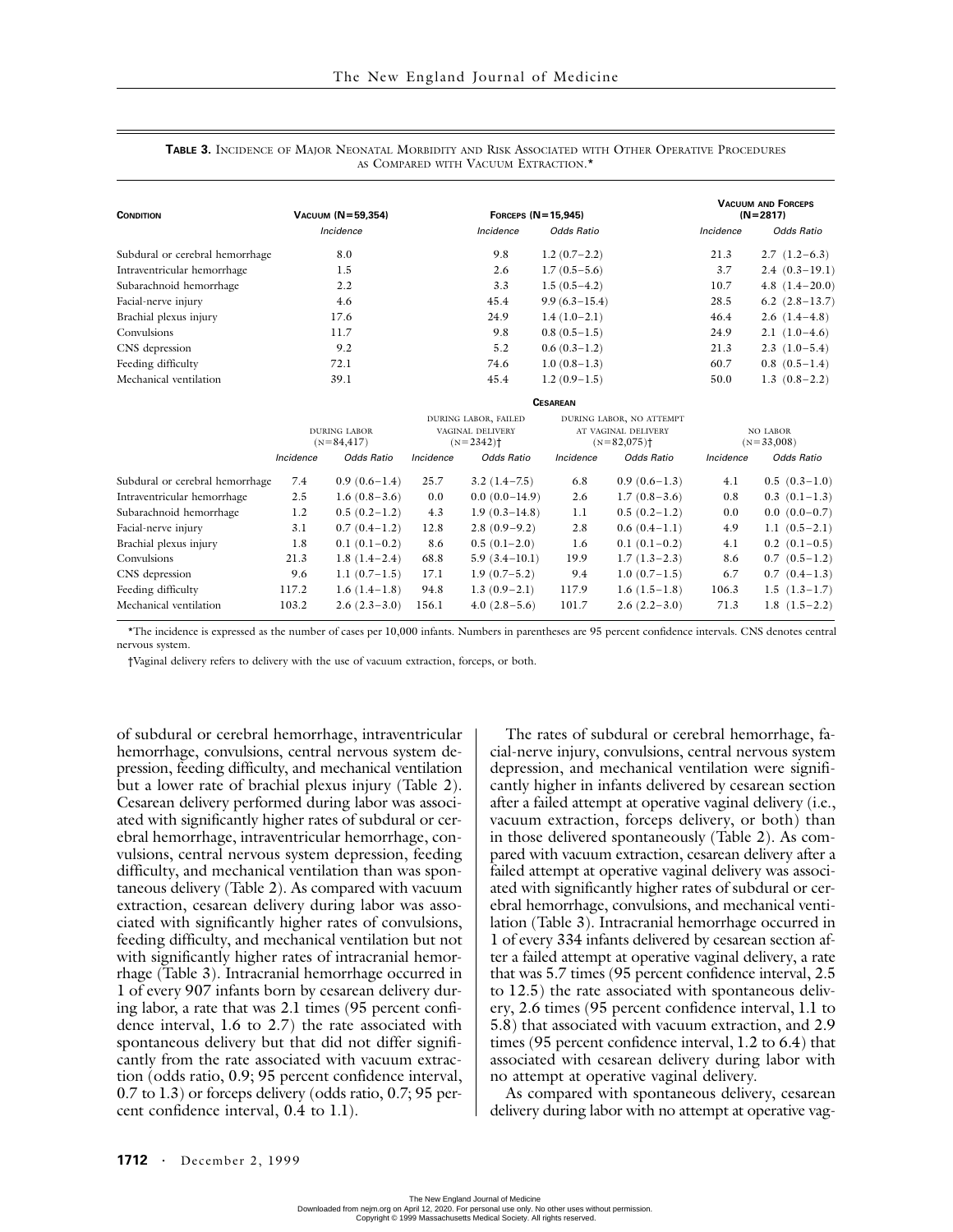**TABLE 3.** INCIDENCE OF MAJOR NEONATAL MORBIDITY AND RISK ASSOCIATED WITH OTHER OPERATIVE PROCEDURES AS COMPARED WITH VACUUM EXTRACTION.*

| CONDITION | VACUUM (N=59,354) | FORCEPS (N=15,945) | | VACUUM AND FORCEPS (N=2817) | |
|---|---|---|---|---|---|
| | *Incidence* | *Incidence* | *Odds Ratio* | *Incidence* | *Odds Ratio* |
| Subdural or cerebral hemorrhage | 8.0 | 9.8 | 1.2 (0.7–2.2) | 21.3 | 2.7 (1.2–6.3) |
| Intraventricular hemorrhage | 1.5 | 2.6 | 1.7 (0.5–5.6) | 3.7 | 2.4 (0.3–19.1) |
| Subarachnoid hemorrhage | 2.2 | 3.3 | 1.5 (0.5–4.2) | 10.7 | 4.8 (1.4–20.0) |
| Facial-nerve injury | 4.6 | 45.4 | 9.9 (6.3–15.4) | 28.5 | 6.2 (2.8–13.7) |
| Brachial plexus injury | 17.6 | 24.9 | 1.4 (1.0–2.1) | 46.4 | 2.6 (1.4–4.8) |
| Convulsions | 11.7 | 9.8 | 0.8 (0.5–1.5) | 24.9 | 2.1 (1.0–4.6) |
| CNS depression | 9.2 | 5.2 | 0.6 (0.3–1.2) | 21.3 | 2.3 (1.0–5.4) |
| Feeding difficulty | 72.1 | 74.6 | 1.0 (0.8–1.3) | 60.7 | 0.8 (0.5–1.4) |
| Mechanical ventilation | 39.1 | 45.4 | 1.2 (0.9–1.5) | 50.0 | 1.3 (0.8–2.2) |

| | CESAREAN | | | | | | | |
|---|---|---|---|---|---|---|---|---|
| | DURING LABOR (N=84,417) | | DURING LABOR, FAILED VAGINAL DELIVERY (N=2342)† | | DURING LABOR, NO ATTEMPT AT VAGINAL DELIVERY (N=82,075)† | | NO LABOR (N=33,008) | |
| | *Incidence* | *Odds Ratio* | *Incidence* | *Odds Ratio* | *Incidence* | *Odds Ratio* | *Incidence* | *Odds Ratio* |
| Subdural or cerebral hemorrhage | 7.4 | 0.9 (0.6–1.4) | 25.7 | 3.2 (1.4–7.5) | 6.8 | 0.9 (0.6–1.3) | 4.1 | 0.5 (0.3–1.0) |
| Intraventricular hemorrhage | 2.5 | 1.6 (0.8–3.6) | 0.0 | 0.0 (0.0–14.9) | 2.6 | 1.7 (0.8–3.6) | 0.8 | 0.3 (0.1–1.3) |
| Subarachnoid hemorrhage | 1.2 | 0.5 (0.2–1.2) | 4.3 | 1.9 (0.3–14.8) | 1.1 | 0.5 (0.2–1.2) | 0.0 | 0.0 (0.0–0.7) |
| Facial-nerve injury | 3.1 | 0.7 (0.4–1.2) | 12.8 | 2.8 (0.9–9.2) | 2.8 | 0.6 (0.4–1.1) | 4.9 | 1.1 (0.5–2.1) |
| Brachial plexus injury | 1.8 | 0.1 (0.1–0.2) | 8.6 | 0.5 (0.1–2.0) | 1.6 | 0.1 (0.1–0.2) | 4.1 | 0.2 (0.1–0.5) |
| Convulsions | 21.3 | 1.8 (1.4–2.4) | 68.8 | 5.9 (3.4–10.1) | 19.9 | 1.7 (1.3–2.3) | 8.6 | 0.7 (0.5–1.2) |
| CNS depression | 9.6 | 1.1 (0.7–1.5) | 17.1 | 1.9 (0.7–5.2) | 9.4 | 1.0 (0.7–1.5) | 6.7 | 0.7 (0.4–1.3) |
| Feeding difficulty | 117.2 | 1.6 (1.4–1.8) | 94.8 | 1.3 (0.9–2.1) | 117.9 | 1.6 (1.5–1.8) | 106.3 | 1.5 (1.3–1.7) |
| Mechanical ventilation | 103.2 | 2.6 (2.3–3.0) | 156.1 | 4.0 (2.8–5.6) | 101.7 | 2.6 (2.2–3.0) | 71.3 | 1.8 (1.5–2.2) |

*The incidence is expressed as the number of cases per 10,000 infants. Numbers in parentheses are 95 percent confidence intervals. CNS denotes central nervous system.

†Vaginal delivery refers to delivery with the use of vacuum extraction, forceps, or both.

of subdural or cerebral hemorrhage, intraventricular hemorrhage, convulsions, central nervous system depression, feeding difficulty, and mechanical ventilation but a lower rate of brachial plexus injury (Table 2). Cesarean delivery performed during labor was associated with significantly higher rates of subdural or cerebral hemorrhage, intraventricular hemorrhage, convulsions, central nervous system depression, feeding difficulty, and mechanical ventilation than was spontaneous delivery (Table 2). As compared with vacuum extraction, cesarean delivery during labor was associated with significantly higher rates of convulsions, feeding difficulty, and mechanical ventilation but not with significantly higher rates of intracranial hemorrhage (Table 3). Intracranial hemorrhage occurred in 1 of every 907 infants born by cesarean delivery during labor, a rate that was 2.1 times (95 percent confidence interval, 1.6 to 2.7) the rate associated with spontaneous delivery but that did not differ significantly from the rate associated with vacuum extraction (odds ratio, 0.9; 95 percent confidence interval, 0.7 to 1.3) or forceps delivery (odds ratio, 0.7; 95 percent confidence interval, 0.4 to 1.1).

The rates of subdural or cerebral hemorrhage, facial-nerve injury, convulsions, central nervous system depression, and mechanical ventilation were significantly higher in infants delivered by cesarean section after a failed attempt at operative vaginal delivery (i.e., vacuum extraction, forceps delivery, or both) than in those delivered spontaneously (Table 2). As compared with vacuum extraction, cesarean delivery after a failed attempt at operative vaginal delivery was associated with significantly higher rates of subdural or cerebral hemorrhage, convulsions, and mechanical ventilation (Table 3). Intracranial hemorrhage occurred in 1 of every 334 infants delivered by cesarean section after a failed attempt at operative vaginal delivery, a rate that was 5.7 times (95 percent confidence interval, 2.5 to 12.5) the rate associated with spontaneous delivery, 2.6 times (95 percent confidence interval, 1.1 to 5.8) that associated with vacuum extraction, and 2.9 times (95 percent confidence interval, 1.2 to 6.4) that associated with cesarean delivery during labor with no attempt at operative vaginal delivery.

As compared with spontaneous delivery, cesarean delivery during labor with no attempt at operative vag-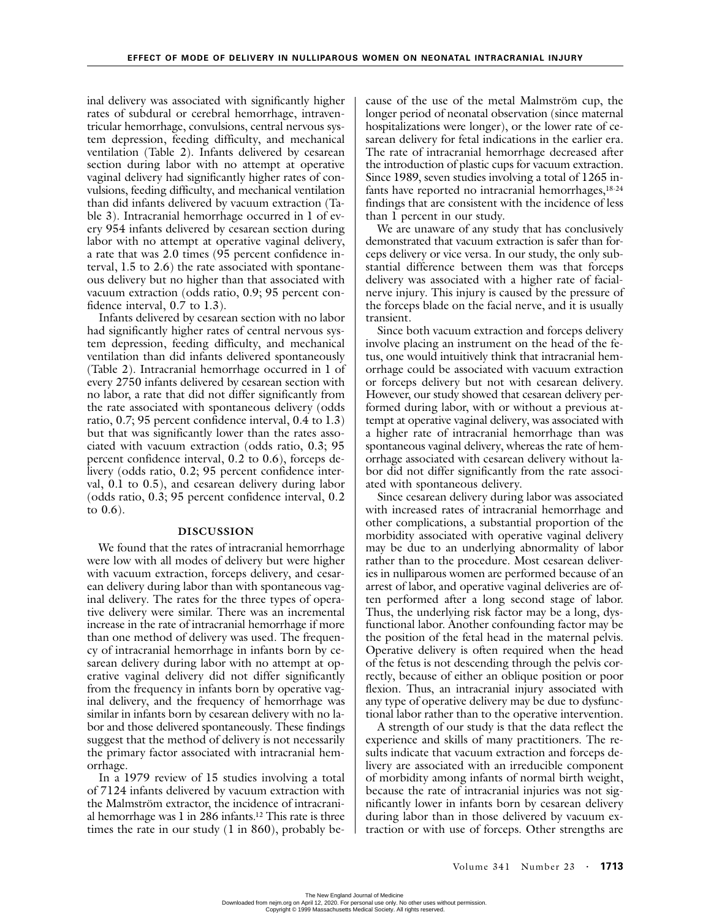inal delivery was associated with significantly higher rates of subdural or cerebral hemorrhage, intraventricular hemorrhage, convulsions, central nervous system depression, feeding difficulty, and mechanical ventilation (Table 2). Infants delivered by cesarean section during labor with no attempt at operative vaginal delivery had significantly higher rates of convulsions, feeding difficulty, and mechanical ventilation than did infants delivered by vacuum extraction (Table 3). Intracranial hemorrhage occurred in 1 of every 954 infants delivered by cesarean section during labor with no attempt at operative vaginal delivery, a rate that was 2.0 times (95 percent confidence interval, 1.5 to 2.6) the rate associated with spontaneous delivery but no higher than that associated with vacuum extraction (odds ratio, 0.9; 95 percent confidence interval, 0.7 to 1.3).

Infants delivered by cesarean section with no labor had significantly higher rates of central nervous system depression, feeding difficulty, and mechanical ventilation than did infants delivered spontaneously (Table 2). Intracranial hemorrhage occurred in 1 of every 2750 infants delivered by cesarean section with no labor, a rate that did not differ significantly from the rate associated with spontaneous delivery (odds ratio, 0.7; 95 percent confidence interval, 0.4 to 1.3) but that was significantly lower than the rates associated with vacuum extraction (odds ratio, 0.3; 95 percent confidence interval, 0.2 to 0.6), forceps delivery (odds ratio, 0.2; 95 percent confidence interval, 0.1 to 0.5), and cesarean delivery during labor (odds ratio, 0.3; 95 percent confidence interval, 0.2 to 0.6).

## DISCUSSION

We found that the rates of intracranial hemorrhage were low with all modes of delivery but were higher with vacuum extraction, forceps delivery, and cesarean delivery during labor than with spontaneous vaginal delivery. The rates for the three types of operative delivery were similar. There was an incremental increase in the rate of intracranial hemorrhage if more than one method of delivery was used. The frequency of intracranial hemorrhage in infants born by cesarean delivery during labor with no attempt at operative vaginal delivery did not differ significantly from the frequency in infants born by operative vaginal delivery, and the frequency of hemorrhage was similar in infants born by cesarean delivery with no labor and those delivered spontaneously. These findings suggest that the method of delivery is not necessarily the primary factor associated with intracranial hemorrhage.

In a 1979 review of 15 studies involving a total of 7124 infants delivered by vacuum extraction with the Malmström extractor, the incidence of intracranial hemorrhage was 1 in 286 infants.[12] This rate is three times the rate in our study (1 in 860), probably because of the use of the metal Malmström cup, the longer period of neonatal observation (since maternal hospitalizations were longer), or the lower rate of cesarean delivery for fetal indications in the earlier era. The rate of intracranial hemorrhage decreased after the introduction of plastic cups for vacuum extraction. Since 1989, seven studies involving a total of 1265 infants have reported no intracranial hemorrhages,[18-24] findings that are consistent with the incidence of less than 1 percent in our study.

We are unaware of any study that has conclusively demonstrated that vacuum extraction is safer than forceps delivery or vice versa. In our study, the only substantial difference between them was that forceps delivery was associated with a higher rate of facial-nerve injury. This injury is caused by the pressure of the forceps blade on the facial nerve, and it is usually transient.

Since both vacuum extraction and forceps delivery involve placing an instrument on the head of the fetus, one would intuitively think that intracranial hemorrhage could be associated with vacuum extraction or forceps delivery but not with cesarean delivery. However, our study showed that cesarean delivery performed during labor, with or without a previous attempt at operative vaginal delivery, was associated with a higher rate of intracranial hemorrhage than was spontaneous vaginal delivery, whereas the rate of hemorrhage associated with cesarean delivery without labor did not differ significantly from the rate associated with spontaneous delivery.

Since cesarean delivery during labor was associated with increased rates of intracranial hemorrhage and other complications, a substantial proportion of the morbidity associated with operative vaginal delivery may be due to an underlying abnormality of labor rather than to the procedure. Most cesarean deliveries in nulliparous women are performed because of an arrest of labor, and operative vaginal deliveries are often performed after a long second stage of labor. Thus, the underlying risk factor may be a long, dysfunctional labor. Another confounding factor may be the position of the fetal head in the maternal pelvis. Operative delivery is often required when the head of the fetus is not descending through the pelvis correctly, because of either an oblique position or poor flexion. Thus, an intracranial injury associated with any type of operative delivery may be due to dysfunctional labor rather than to the operative intervention.

A strength of our study is that the data reflect the experience and skills of many practitioners. The results indicate that vacuum extraction and forceps delivery are associated with an irreducible component of morbidity among infants of normal birth weight, because the rate of intracranial injuries was not significantly lower in infants born by cesarean delivery during labor than in those delivered by vacuum extraction or with use of forceps. Other strengths are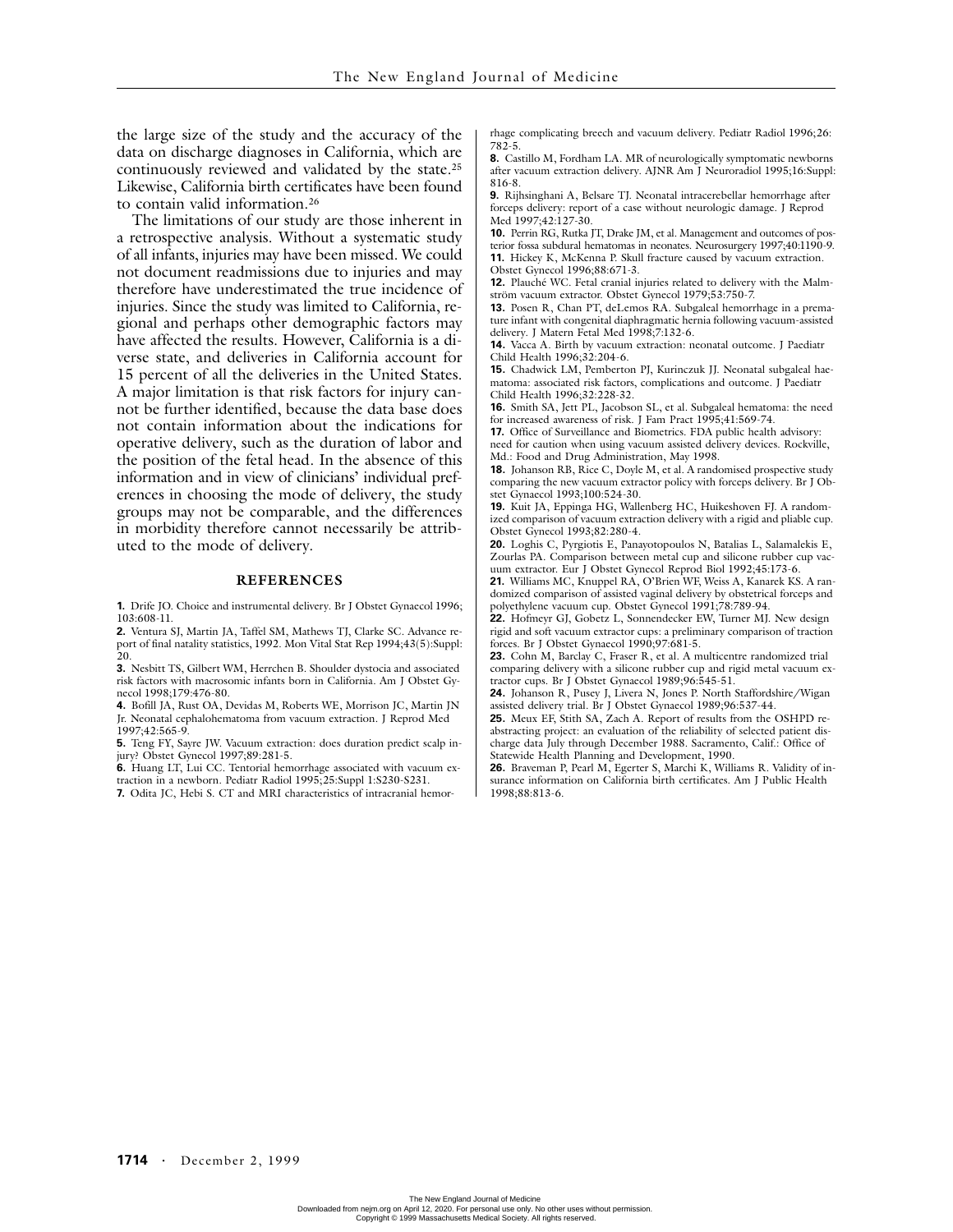the large size of the study and the accuracy of the data on discharge diagnoses in California, which are continuously reviewed and validated by the state.[25] Likewise, California birth certificates have been found to contain valid information.[26]

The limitations of our study are those inherent in a retrospective analysis. Without a systematic study of all infants, injuries may have been missed. We could not document readmissions due to injuries and may therefore have underestimated the true incidence of injuries. Since the study was limited to California, regional and perhaps other demographic factors may have affected the results. However, California is a diverse state, and deliveries in California account for 15 percent of all the deliveries in the United States. A major limitation is that risk factors for injury cannot be further identified, because the data base does not contain information about the indications for operative delivery, such as the duration of labor and the position of the fetal head. In the absence of this information and in view of clinicians' individual preferences in choosing the mode of delivery, the study groups may not be comparable, and the differences in morbidity therefore cannot necessarily be attributed to the mode of delivery.

## REFERENCES

**1.** Drife JO. Choice and instrumental delivery. Br J Obstet Gynaecol 1996; 103:608-11.

**2.** Ventura SJ, Martin JA, Taffel SM, Mathews TJ, Clarke SC. Advance report of final natality statistics, 1992. Mon Vital Stat Rep 1994;43(5):Suppl: 20.

**3.** Nesbitt TS, Gilbert WM, Herrchen B. Shoulder dystocia and associated risk factors with macrosomic infants born in California. Am J Obstet Gynecol 1998;179:476-80.

**4.** Bofill JA, Rust OA, Devidas M, Roberts WE, Morrison JC, Martin JN Jr. Neonatal cephalohematoma from vacuum extraction. J Reprod Med 1997;42:565-9.

**5.** Teng FY, Sayre JW. Vacuum extraction: does duration predict scalp injury? Obstet Gynecol 1997;89:281-5.

**6.** Huang LT, Lui CC. Tentorial hemorrhage associated with vacuum extraction in a newborn. Pediatr Radiol 1995;25:Suppl 1:S230-S231.

**7.** Odita JC, Hebi S. CT and MRI characteristics of intracranial hemorrhage complicating breech and vacuum delivery. Pediatr Radiol 1996;26: 782-5.

**8.** Castillo M, Fordham LA. MR of neurologically symptomatic newborns after vacuum extraction delivery. AJNR Am J Neuroradiol 1995;16:Suppl: 816-8.

**9.** Rijhsinghani A, Belsare TJ. Neonatal intracerebellar hemorrhage after forceps delivery: report of a case without neurologic damage. J Reprod Med 1997;42:127-30.

**10.** Perrin RG, Rutka JT, Drake JM, et al. Management and outcomes of posterior fossa subdural hematomas in neonates. Neurosurgery 1997;40:1190-9.

**11.** Hickey K, McKenna P. Skull fracture caused by vacuum extraction. Obstet Gynecol 1996;88:671-3.

**12.** Plauché WC. Fetal cranial injuries related to delivery with the Malmström vacuum extractor. Obstet Gynecol 1979;53:750-7.

**13.** Posen R, Chan PT, deLemos RA. Subgaleal hemorrhage in a premature infant with congenital diaphragmatic hernia following vacuum-assisted delivery. J Matern Fetal Med 1998;7:132-6.

**14.** Vacca A. Birth by vacuum extraction: neonatal outcome. J Paediatr Child Health 1996;32:204-6.

**15.** Chadwick LM, Pemberton PJ, Kurinczuk JJ. Neonatal subgaleal haematoma: associated risk factors, complications and outcome. J Paediatr Child Health 1996;32:228-32.

**16.** Smith SA, Jett PL, Jacobson SL, et al. Subgaleal hematoma: the need for increased awareness of risk. J Fam Pract 1995;41:569-74.

**17.** Office of Surveillance and Biometrics. FDA public health advisory: need for caution when using vacuum assisted delivery devices. Rockville, Md.: Food and Drug Administration, May 1998.

**18.** Johanson RB, Rice C, Doyle M, et al. A randomised prospective study comparing the new vacuum extractor policy with forceps delivery. Br J Obstet Gynaecol 1993;100:524-30.

**19.** Kuit JA, Eppinga HG, Wallenberg HC, Huikeshoven FJ. A randomized comparison of vacuum extraction delivery with a rigid and pliable cup. Obstet Gynecol 1993;82:280-4.

**20.** Loghis C, Pyrgiotis E, Panayotopoulos N, Batalias L, Salamalekis E, Zourlas PA. Comparison between metal cup and silicone rubber cup vacuum extractor. Eur J Obstet Gynecol Reprod Biol 1992;45:173-6.

**21.** Williams MC, Knuppel RA, O'Brien WF, Weiss A, Kanarek KS. A randomized comparison of assisted vaginal delivery by obstetrical forceps and polyethylene vacuum cup. Obstet Gynecol 1991;78:789-94.

**22.** Hofmeyr GJ, Gobetz L, Sonnendecker EW, Turner MJ. New design rigid and soft vacuum extractor cups: a preliminary comparison of traction forces. Br J Obstet Gynaecol 1990;97:681-5.

**23.** Cohn M, Barclay C, Fraser R, et al. A multicentre randomized trial comparing delivery with a silicone rubber cup and rigid metal vacuum extractor cups. Br J Obstet Gynaecol 1989;96:545-51.

**24.** Johanson R, Pusey J, Livera N, Jones P. North Staffordshire/Wigan assisted delivery trial. Br J Obstet Gynaecol 1989;96:537-44.

**25.** Meux EF, Stith SA, Zach A. Report of results from the OSHPD reabstracting project: an evaluation of the reliability of selected patient discharge data July through December 1988. Sacramento, Calif.: Office of Statewide Health Planning and Development, 1990.

**26.** Braveman P, Pearl M, Egerter S, Marchi K, Williams R. Validity of insurance information on California birth certificates. Am J Public Health 1998;88:813-6.